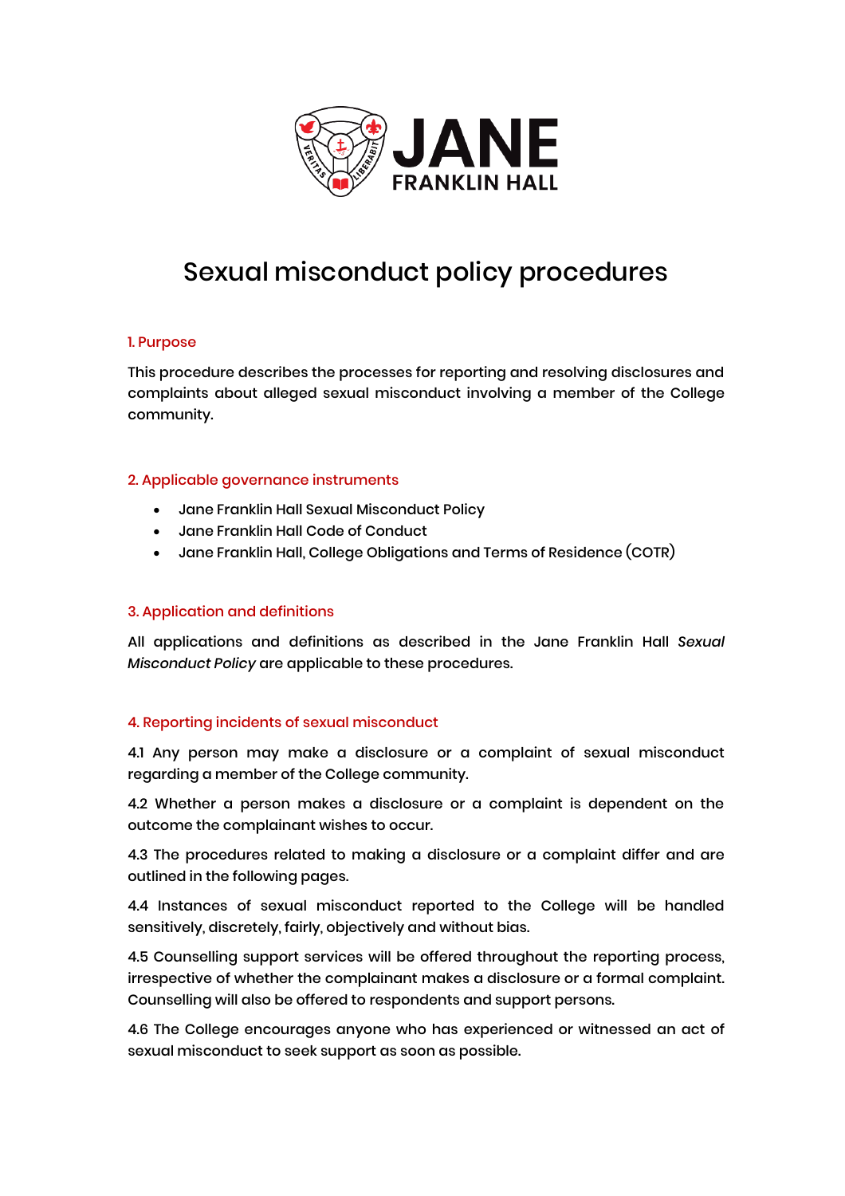# Sexual misconduct policy procedures

## 1. Purpose

This procedure describes the processes for reporting and resolving disclosures and complaints about alleged sexual misconduct involving a member of the College community.

## 2. Applicable governance instruments

- Jane Franklin Hall Sexual Misconduct Policy
- Jane Franklin Hall Code of Conduct
- Jane Franklin Hall, College Obligations and Terms of Residence (COTR)

## 3. Application and definitions

All applications and definitions as described in the Jane Franklin Hall *Sexual Misconduct Policy* are applicable to these procedures.

## 4. Reporting incidents of sexual misconduct

4.1 Any person may make a disclosure or a complaint of sexual misconduct regarding a member of the College community.

4.2 Whether a person makes a disclosure or a complaint is dependent on the outcome the complainant wishes to occur.

4.3 The procedures related to making a disclosure or a complaint differ and are outlined in the following pages.

4.4 Instances of sexual misconduct reported to the College will be handled sensitively, discretely, fairly, objectively and without bias.

4.5 Counselling support services will be offered throughout the reporting process, irrespective of whether the complainant makes a disclosure or a formal complaint. Counselling will also be offered to respondents and support persons.

4.6 The College encourages anyone who has experienced or witnessed an act of sexual misconduct to seek support as soon as possible.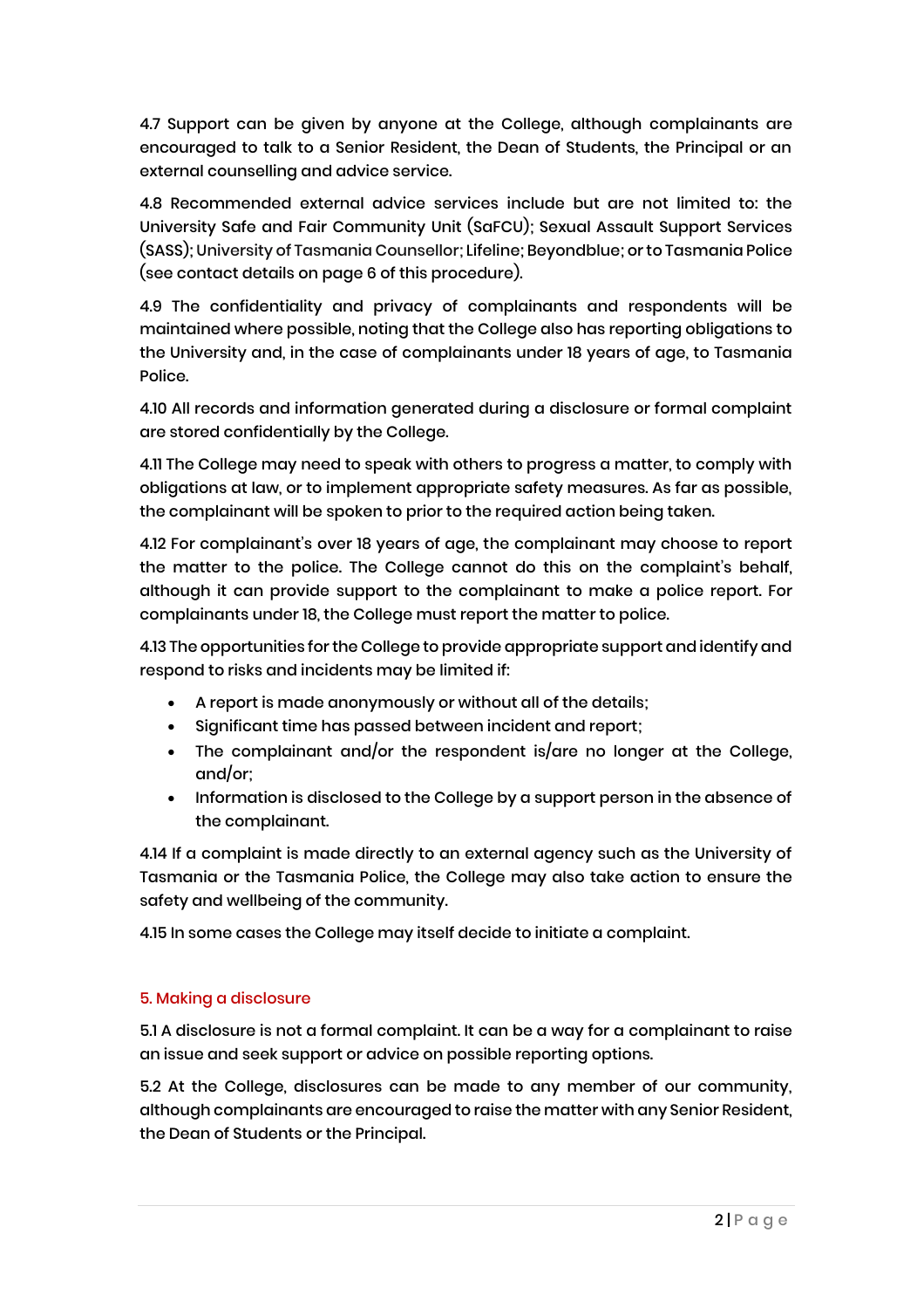4.7 Support can be given by anyone at the College, although complainants are encouraged to talk to a Senior Resident, the Dean of Students, the Principal or an external counselling and advice service.

4.8 Recommended external advice services include but are not limited to: the University Safe and Fair Community Unit (SaFCU); Sexual Assault Support Services (SASS); University of Tasmania Counsellor; Lifeline; Beyondblue; or to Tasmania Police (see contact details on page 6 of this procedure).

4.9 The confidentiality and privacy of complainants and respondents will be maintained where possible, noting that the College also has reporting obligations to the University and, in the case of complainants under 18 years of age, to Tasmania Police.

4.10 All records and information generated during a disclosure or formal complaint are stored confidentially by the College.

4.11 The College may need to speak with others to progress a matter, to comply with obligations at law, or to implement appropriate safety measures. As far as possible, the complainant will be spoken to prior to the required action being taken.

4.12 For complainant's over 18 years of age, the complainant may choose to report the matter to the police. The College cannot do this on the complaint's behalf, although it can provide support to the complainant to make a police report. For complainants under 18, the College must report the matter to police.

4.13 The opportunities for the College to provide appropriate support and identify and respond to risks and incidents may be limited if:

- A report is made anonymously or without all of the details;
- Significant time has passed between incident and report;
- The complainant and/or the respondent is/are no longer at the College, and/or;
- Information is disclosed to the College by a support person in the absence of the complainant.

4.14 If a complaint is made directly to an external agency such as the University of Tasmania or the Tasmania Police, the College may also take action to ensure the safety and wellbeing of the community.

4.15 In some cases the College may itself decide to initiate a complaint.

## 5. Making a disclosure

5.1 A disclosure is not a formal complaint. It can be a way for a complainant to raise an issue and seek support or advice on possible reporting options.

5.2 At the College, disclosures can be made to any member of our community, although complainants are encouraged to raise the matter with any Senior Resident, the Dean of Students or the Principal.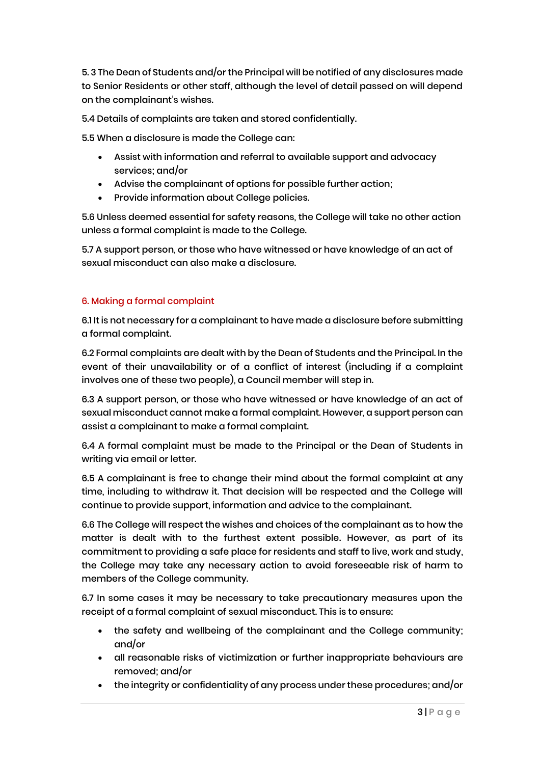5.3 The Dean of Students and/or the Principal will be notified of any disclosures made to Senior Residents or other staff, although the level of detail passed on will depend on the complainant's wishes.

5.4 Details of complaints are taken and stored confidentially.

5.5 When a disclosure is made the College can:

- Assist with information and referral to available support and advocacy services; and/or
- Advise the complainant of options for possible further action;
- Provide information about College policies.

5.6 Unless deemed essential for safety reasons, the College will take no other action unless a formal complaint is made to the College.

5.7 A support person, or those who have witnessed or have knowledge of an act of sexual misconduct can also make a disclosure.

## 6. Making a formal complaint

6.1 It is not necessary for a complainant to have made a disclosure before submitting a formal complaint.

6.2 Formal complaints are dealt with by the Dean of Students and the Principal. In the event of their unavailability or of a conflict of interest (including if a complaint involves one of these two people), a Council member will step in.

6.3 A support person, or those who have witnessed or have knowledge of an act of sexual misconduct cannot make a formal complaint. However, a support person can assist a complainant to make a formal complaint.

6.4 A formal complaint must be made to the Principal or the Dean of Students in writing via email or letter.

6.5 A complainant is free to change their mind about the formal complaint at any time, including to withdraw it. That decision will be respected and the College will continue to provide support, information and advice to the complainant.

6.6 The College will respect the wishes and choices of the complainant as to how the matter is dealt with to the furthest extent possible. However, as part of its commitment to providing a safe place for residents and staff to live, work and study, the College may take any necessary action to avoid foreseeable risk of harm to members of the College community.

6.7 In some cases it may be necessary to take precautionary measures upon the receipt of a formal complaint of sexual misconduct. This is to ensure:

- the safety and wellbeing of the complainant and the College community; and/or
- all reasonable risks of victimization or further inappropriate behaviours are removed; and/or
- the integrity or confidentiality of any process under these procedures; and/or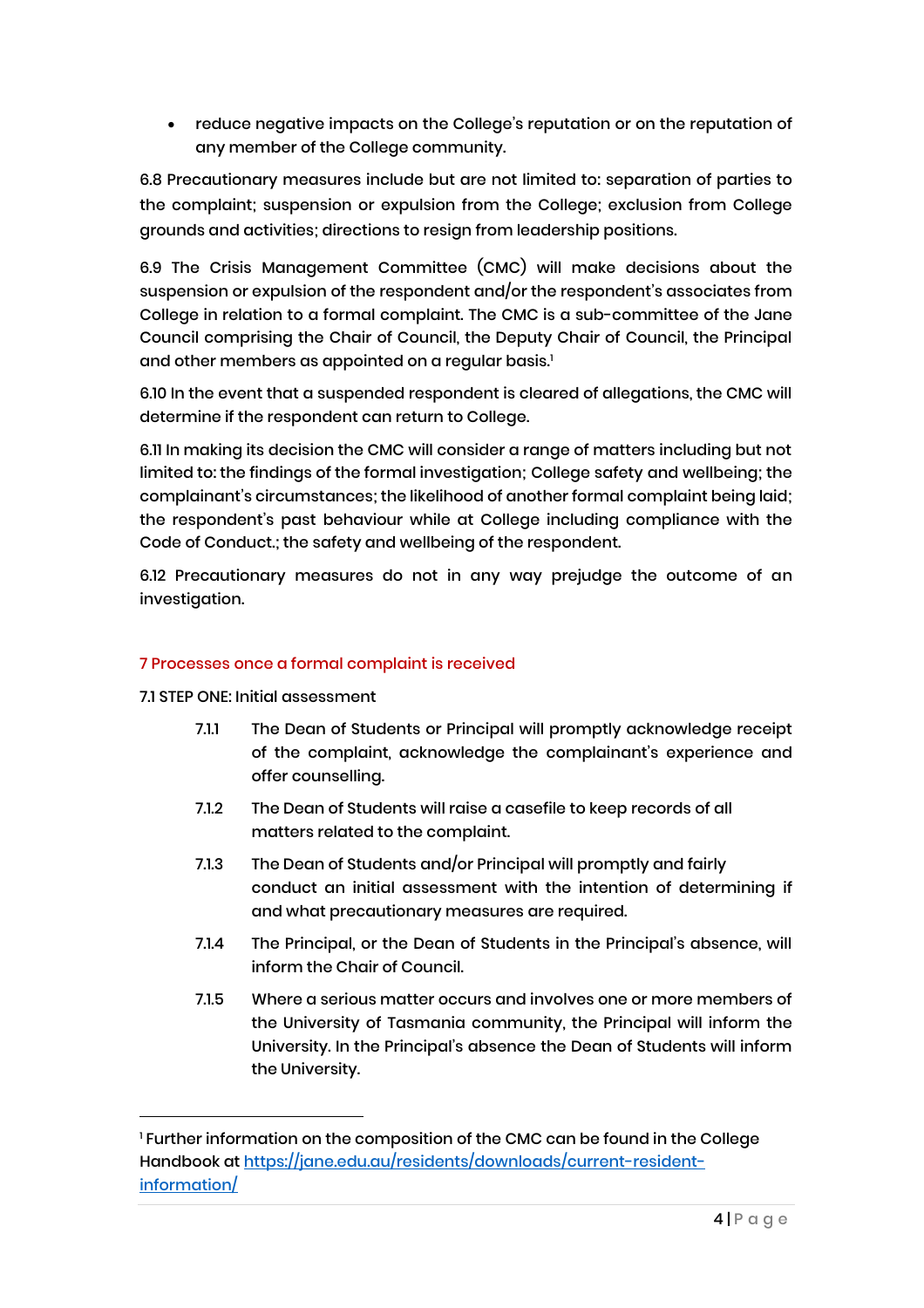- reduce negative impacts on the College's reputation or on the reputation of any member of the College community.

6.8 Precautionary measures include but are not limited to: separation of parties to the complaint; suspension or expulsion from the College; exclusion from College grounds and activities; directions to resign from leadership positions.

6.9 The Crisis Management Committee (CMC) will make decisions about the suspension or expulsion of the respondent and/or the respondent's associates from College in relation to a formal complaint. The CMC is a sub-committee of the Jane Council comprising the Chair of Council, the Deputy Chair of Council, the Principal and other members as appointed on a regular basis.[1]

6.10 In the event that a suspended respondent is cleared of allegations, the CMC will determine if the respondent can return to College.

6.11 In making its decision the CMC will consider a range of matters including but not limited to: the findings of the formal investigation; College safety and wellbeing; the complainant's circumstances; the likelihood of another formal complaint being laid; the respondent's past behaviour while at College including compliance with the Code of Conduct.; the safety and wellbeing of the respondent.

6.12 Precautionary measures do not in any way prejudge the outcome of an investigation.

## 7 Processes once a formal complaint is received

7.1 STEP ONE: Initial assessment

7.1.1 The Dean of Students or Principal will promptly acknowledge receipt of the complaint, acknowledge the complainant's experience and offer counselling.

7.1.2 The Dean of Students will raise a casefile to keep records of all matters related to the complaint.

7.1.3 The Dean of Students and/or Principal will promptly and fairly conduct an initial assessment with the intention of determining if and what precautionary measures are required.

7.1.4 The Principal, or the Dean of Students in the Principal's absence, will inform the Chair of Council.

7.1.5 Where a serious matter occurs and involves one or more members of the University of Tasmania community, the Principal will inform the University. In the Principal's absence the Dean of Students will inform the University.

---

[1] Further information on the composition of the CMC can be found in the College Handbook at [https://jane.edu.au/residents/downloads/current-resident-information/](https://jane.edu.au/residents/downloads/current-resident-information/)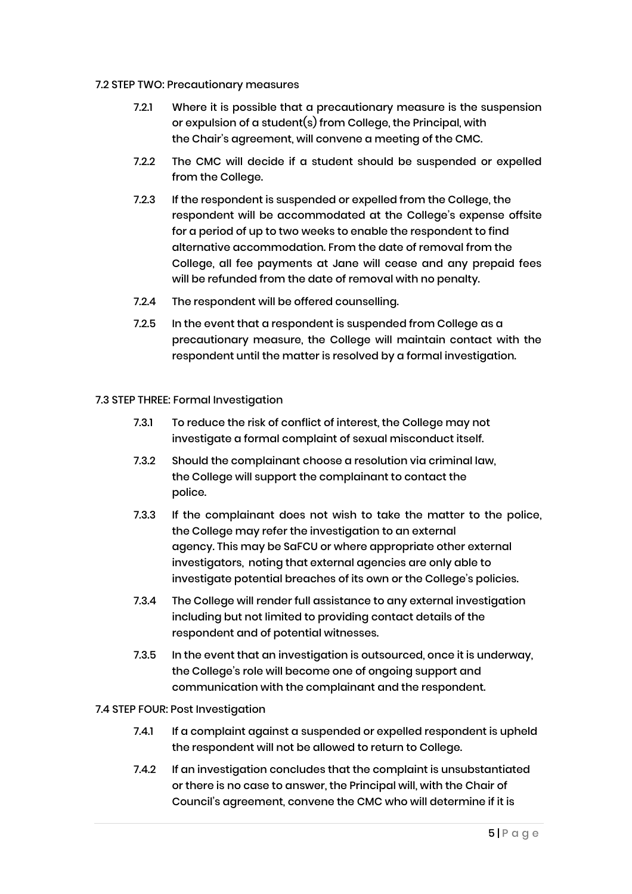7.2 STEP TWO: Precautionary measures

7.2.1 Where it is possible that a precautionary measure is the suspension or expulsion of a student(s) from College, the Principal, with the Chair's agreement, will convene a meeting of the CMC.

7.2.2 The CMC will decide if a student should be suspended or expelled from the College.

7.2.3 If the respondent is suspended or expelled from the College, the respondent will be accommodated at the College's expense offsite for a period of up to two weeks to enable the respondent to find alternative accommodation. From the date of removal from the College, all fee payments at Jane will cease and any prepaid fees will be refunded from the date of removal with no penalty.

7.2.4 The respondent will be offered counselling.

7.2.5 In the event that a respondent is suspended from College as a precautionary measure, the College will maintain contact with the respondent until the matter is resolved by a formal investigation.

7.3 STEP THREE: Formal Investigation

7.3.1 To reduce the risk of conflict of interest, the College may not investigate a formal complaint of sexual misconduct itself.

7.3.2 Should the complainant choose a resolution via criminal law, the College will support the complainant to contact the police.

7.3.3 If the complainant does not wish to take the matter to the police, the College may refer the investigation to an external agency. This may be SaFCU or where appropriate other external investigators, noting that external agencies are only able to investigate potential breaches of its own or the College's policies.

7.3.4 The College will render full assistance to any external investigation including but not limited to providing contact details of the respondent and of potential witnesses.

7.3.5 In the event that an investigation is outsourced, once it is underway, the College's role will become one of ongoing support and communication with the complainant and the respondent.

7.4 STEP FOUR: Post Investigation

7.4.1 If a complaint against a suspended or expelled respondent is upheld the respondent will not be allowed to return to College.

7.4.2 If an investigation concludes that the complaint is unsubstantiated or there is no case to answer, the Principal will, with the Chair of Council's agreement, convene the CMC who will determine if it is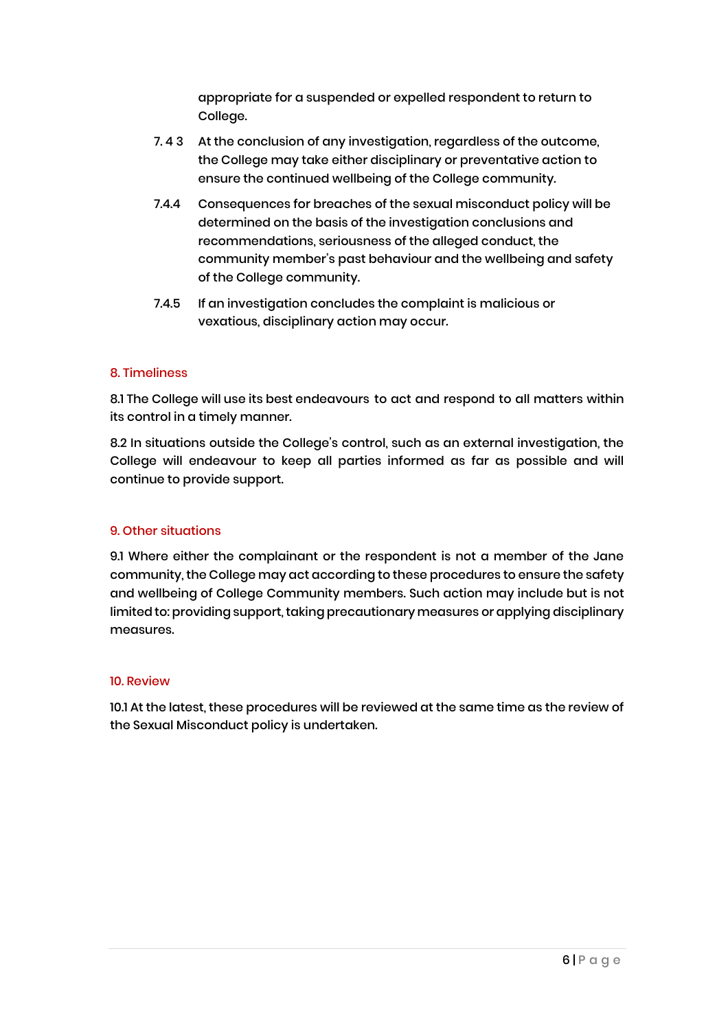appropriate for a suspended or expelled respondent to return to College.

7. 4 3 At the conclusion of any investigation, regardless of the outcome, the College may take either disciplinary or preventative action to ensure the continued wellbeing of the College community.

7.4.4 Consequences for breaches of the sexual misconduct policy will be determined on the basis of the investigation conclusions and recommendations, seriousness of the alleged conduct, the community member's past behaviour and the wellbeing and safety of the College community.

7.4.5 If an investigation concludes the complaint is malicious or vexatious, disciplinary action may occur.

## 8. Timeliness

8.1 The College will use its best endeavours to act and respond to all matters within its control in a timely manner.

8.2 In situations outside the College's control, such as an external investigation, the College will endeavour to keep all parties informed as far as possible and will continue to provide support.

## 9. Other situations

9.1 Where either the complainant or the respondent is not a member of the Jane community, the College may act according to these procedures to ensure the safety and wellbeing of College Community members. Such action may include but is not limited to: providing support, taking precautionary measures or applying disciplinary measures.

## 10. Review

10.1 At the latest, these procedures will be reviewed at the same time as the review of the Sexual Misconduct policy is undertaken.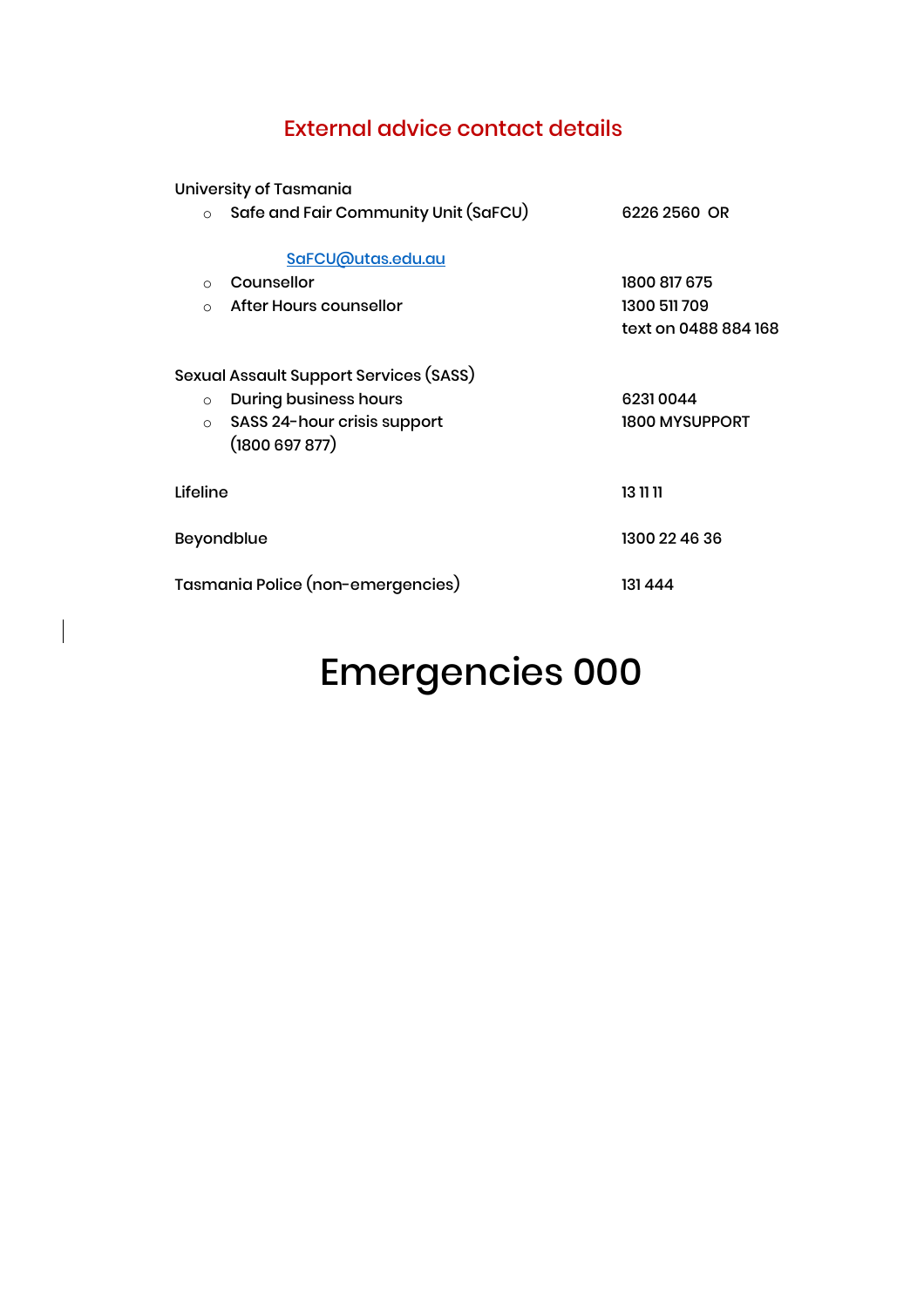## External advice contact details

University of Tasmania

- Safe and Fair Community Unit (SaFCU) 6226 2560 OR

  SaFCU@utas.edu.au
- Counsellor 1800 817 675
- After Hours counsellor 1300 511 709

  text on 0488 884 168

Sexual Assault Support Services (SASS)

- During business hours 6231 0044
- SASS 24-hour crisis support (1800 697 877) 1800 MYSUPPORT

Lifeline 13 11 11

Beyondblue 1300 22 46 36

Tasmania Police (non-emergencies) 131 444

# Emergencies 000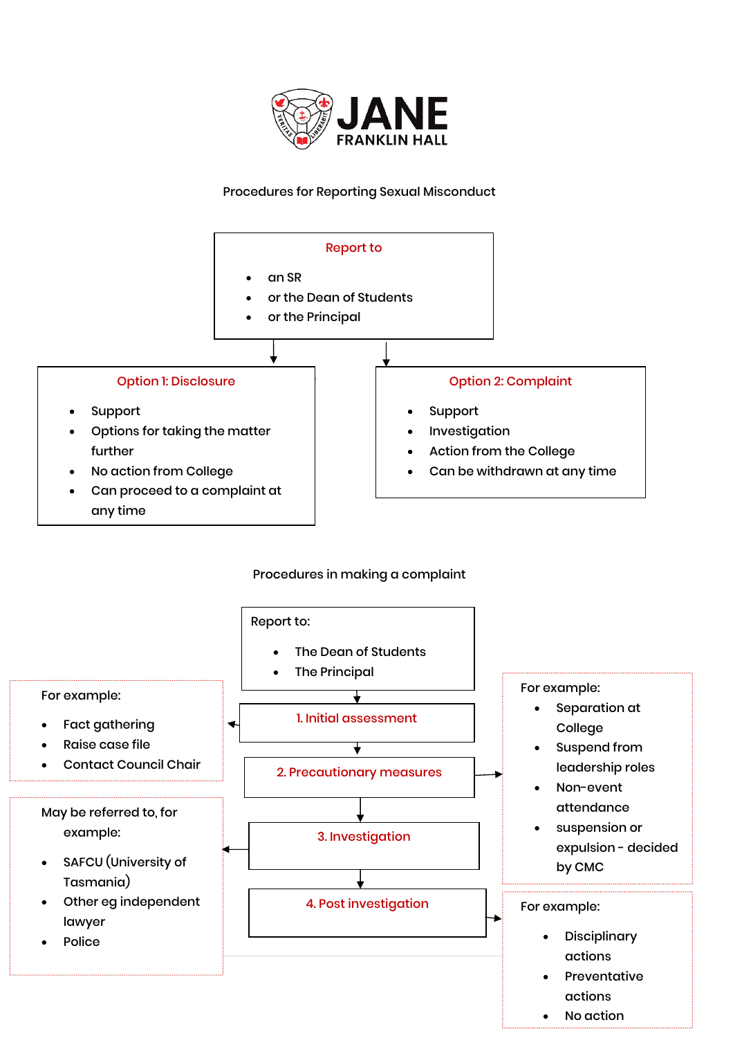# JANE FRANKLIN HALL

## Procedures for Reporting Sexual Misconduct

**Report to**

- an SR
- or the Dean of Students
- or the Principal

**Option 1: Disclosure**

- Support
- Options for taking the matter further
- No action from College
- Can proceed to a complaint at any time

**Option 2: Complaint**

- Support
- Investigation
- Action from the College
- Can be withdrawn at any time

## Procedures in making a complaint

Report to:

- The Dean of Students
- The Principal

**1. Initial assessment**

For example:

- Fact gathering
- Raise case file
- Contact Council Chair

**2. Precautionary measures**

For example:

- Separation at College
- Suspend from leadership roles
- Non-event attendance
- suspension or expulsion - decided by CMC

**3. Investigation**

May be referred to, for example:

- SAFCU (University of Tasmania)
- Other eg independent lawyer
- Police

**4. Post investigation**

For example:

- Disciplinary actions
- Preventative actions
- No action